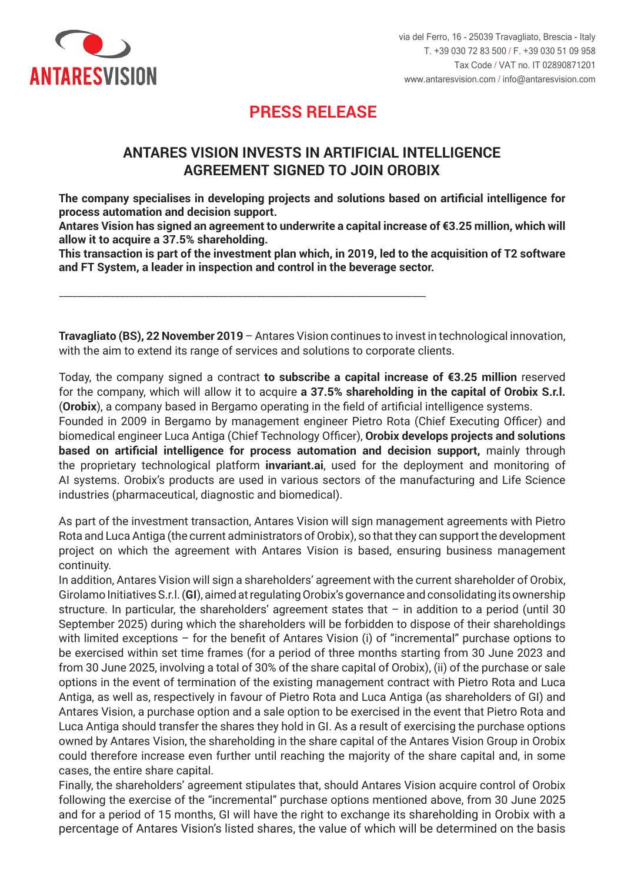# PRESS RELEASE

## ANTARES VISION INVESTS IN ARTIFICIAL INTELLIGENCE AGREEMENT SIGNED TO JOIN OROBIX

**The company specialises in developing projects and solutions based on artificial intelligence for process automation and decision support.**
**Antares Vision has signed an agreement to underwrite a capital increase of €3.25 million, which will allow it to acquire a 37.5% shareholding.**
**This transaction is part of the investment plan which, in 2019, led to the acquisition of T2 software and FT System, a leader in inspection and control in the beverage sector.**

---

**Travagliato (BS), 22 November 2019** – Antares Vision continues to invest in technological innovation, with the aim to extend its range of services and solutions to corporate clients.

Today, the company signed a contract **to subscribe a capital increase of €3.25 million** reserved for the company, which will allow it to acquire **a 37.5% shareholding in the capital of Orobix S.r.l.** (**Orobix**), a company based in Bergamo operating in the field of artificial intelligence systems.
Founded in 2009 in Bergamo by management engineer Pietro Rota (Chief Executing Officer) and biomedical engineer Luca Antiga (Chief Technology Officer), **Orobix develops projects and solutions based on artificial intelligence for process automation and decision support,** mainly through the proprietary technological platform **invariant.ai**, used for the deployment and monitoring of AI systems. Orobix's products are used in various sectors of the manufacturing and Life Science industries (pharmaceutical, diagnostic and biomedical).

As part of the investment transaction, Antares Vision will sign management agreements with Pietro Rota and Luca Antiga (the current administrators of Orobix), so that they can support the development project on which the agreement with Antares Vision is based, ensuring business management continuity.
In addition, Antares Vision will sign a shareholders' agreement with the current shareholder of Orobix, Girolamo Initiatives S.r.l. (**GI**), aimed at regulating Orobix's governance and consolidating its ownership structure. In particular, the shareholders' agreement states that – in addition to a period (until 30 September 2025) during which the shareholders will be forbidden to dispose of their shareholdings with limited exceptions – for the benefit of Antares Vision (i) of "incremental" purchase options to be exercised within set time frames (for a period of three months starting from 30 June 2023 and from 30 June 2025, involving a total of 30% of the share capital of Orobix), (ii) of the purchase or sale options in the event of termination of the existing management contract with Pietro Rota and Luca Antiga, as well as, respectively in favour of Pietro Rota and Luca Antiga (as shareholders of GI) and Antares Vision, a purchase option and a sale option to be exercised in the event that Pietro Rota and Luca Antiga should transfer the shares they hold in GI. As a result of exercising the purchase options owned by Antares Vision, the shareholding in the share capital of the Antares Vision Group in Orobix could therefore increase even further until reaching the majority of the share capital and, in some cases, the entire share capital.
Finally, the shareholders' agreement stipulates that, should Antares Vision acquire control of Orobix following the exercise of the "incremental" purchase options mentioned above, from 30 June 2025 and for a period of 15 months, GI will have the right to exchange its shareholding in Orobix with a percentage of Antares Vision's listed shares, the value of which will be determined on the basis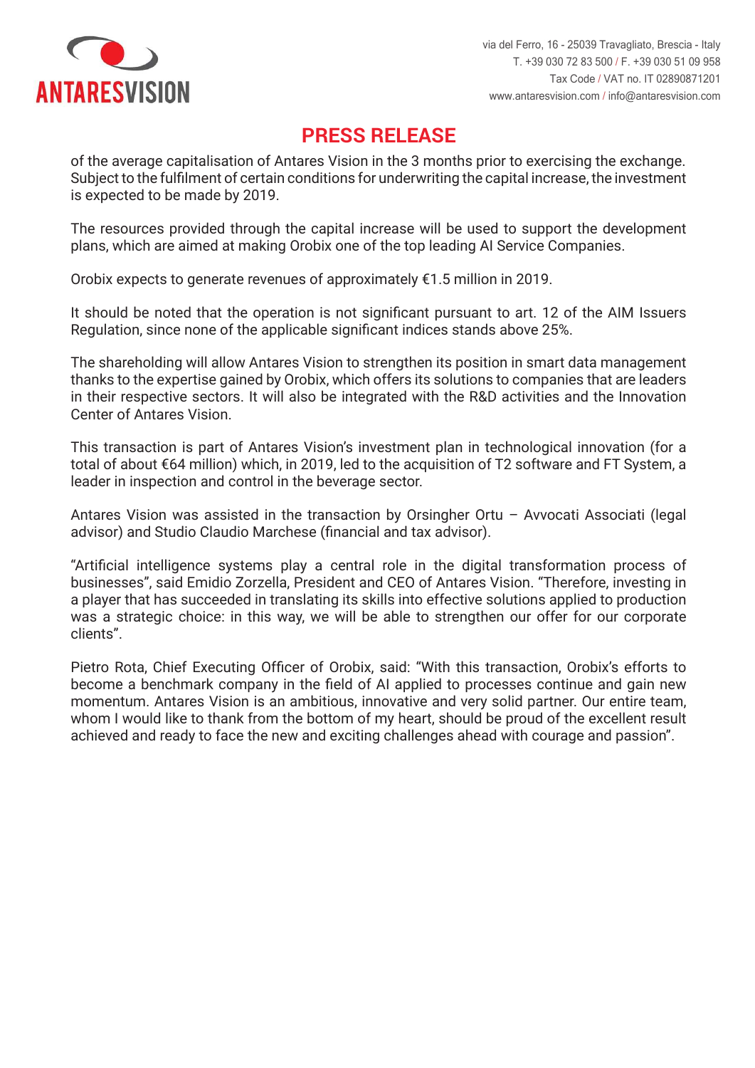## PRESS RELEASE

of the average capitalisation of Antares Vision in the 3 months prior to exercising the exchange. Subject to the fulfilment of certain conditions for underwriting the capital increase, the investment is expected to be made by 2019.

The resources provided through the capital increase will be used to support the development plans, which are aimed at making Orobix one of the top leading AI Service Companies.

Orobix expects to generate revenues of approximately €1.5 million in 2019.

It should be noted that the operation is not significant pursuant to art. 12 of the AIM Issuers Regulation, since none of the applicable significant indices stands above 25%.

The shareholding will allow Antares Vision to strengthen its position in smart data management thanks to the expertise gained by Orobix, which offers its solutions to companies that are leaders in their respective sectors. It will also be integrated with the R&D activities and the Innovation Center of Antares Vision.

This transaction is part of Antares Vision's investment plan in technological innovation (for a total of about €64 million) which, in 2019, led to the acquisition of T2 software and FT System, a leader in inspection and control in the beverage sector.

Antares Vision was assisted in the transaction by Orsingher Ortu – Avvocati Associati (legal advisor) and Studio Claudio Marchese (financial and tax advisor).

"Artificial intelligence systems play a central role in the digital transformation process of businesses", said Emidio Zorzella, President and CEO of Antares Vision. "Therefore, investing in a player that has succeeded in translating its skills into effective solutions applied to production was a strategic choice: in this way, we will be able to strengthen our offer for our corporate clients".

Pietro Rota, Chief Executing Officer of Orobix, said: "With this transaction, Orobix's efforts to become a benchmark company in the field of AI applied to processes continue and gain new momentum. Antares Vision is an ambitious, innovative and very solid partner. Our entire team, whom I would like to thank from the bottom of my heart, should be proud of the excellent result achieved and ready to face the new and exciting challenges ahead with courage and passion".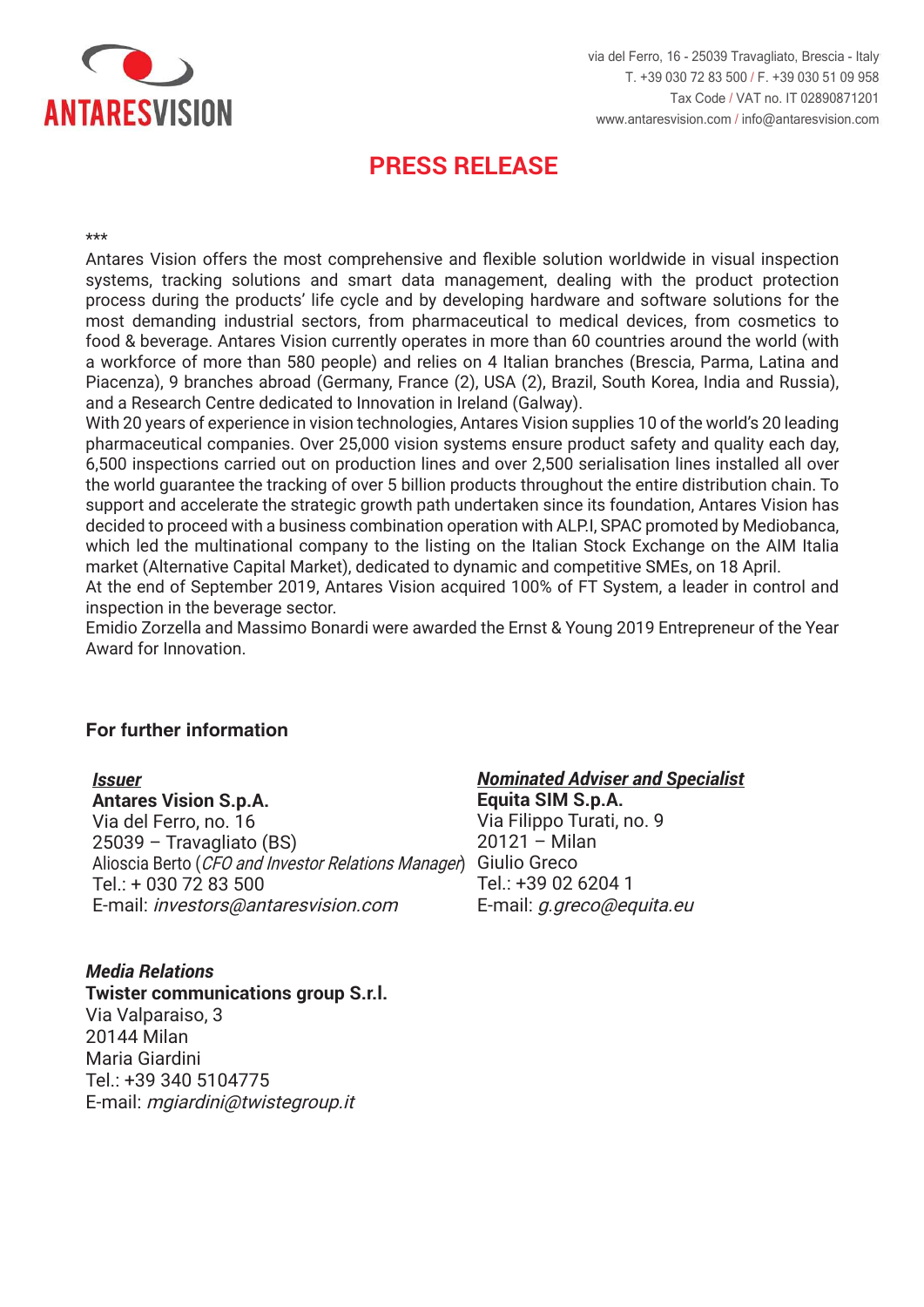***

Antares Vision offers the most comprehensive and flexible solution worldwide in visual inspection systems, tracking solutions and smart data management, dealing with the product protection process during the products' life cycle and by developing hardware and software solutions for the most demanding industrial sectors, from pharmaceutical to medical devices, from cosmetics to food & beverage. Antares Vision currently operates in more than 60 countries around the world (with a workforce of more than 580 people) and relies on 4 Italian branches (Brescia, Parma, Latina and Piacenza), 9 branches abroad (Germany, France (2), USA (2), Brazil, South Korea, India and Russia), and a Research Centre dedicated to Innovation in Ireland (Galway).

With 20 years of experience in vision technologies, Antares Vision supplies 10 of the world's 20 leading pharmaceutical companies. Over 25,000 vision systems ensure product safety and quality each day, 6,500 inspections carried out on production lines and over 2,500 serialisation lines installed all over the world guarantee the tracking of over 5 billion products throughout the entire distribution chain. To support and accelerate the strategic growth path undertaken since its foundation, Antares Vision has decided to proceed with a business combination operation with ALP.I, SPAC promoted by Mediobanca, which led the multinational company to the listing on the Italian Stock Exchange on the AIM Italia market (Alternative Capital Market), dedicated to dynamic and competitive SMEs, on 18 April.

At the end of September 2019, Antares Vision acquired 100% of FT System, a leader in control and inspection in the beverage sector.

Emidio Zorzella and Massimo Bonardi were awarded the Ernst & Young 2019 Entrepreneur of the Year Award for Innovation.

### For further information

***Issuer***
**Antares Vision S.p.A.**
Via del Ferro, no. 16
25039 – Travagliato (BS)
Alioscia Berto (*CFO and Investor Relations Manager*)
Tel.: + 030 72 83 500
E-mail: *investors@antaresvision.com*

***Nominated Adviser and Specialist***
**Equita SIM S.p.A.**
Via Filippo Turati, no. 9
20121 – Milan
Giulio Greco
Tel.: +39 02 6204 1
E-mail: *g.greco@equita.eu*

***Media Relations***
**Twister communications group S.r.l.**
Via Valparaiso, 3
20144 Milan
Maria Giardini
Tel.: +39 340 5104775
E-mail: *mgiardini@twistegroup.it*